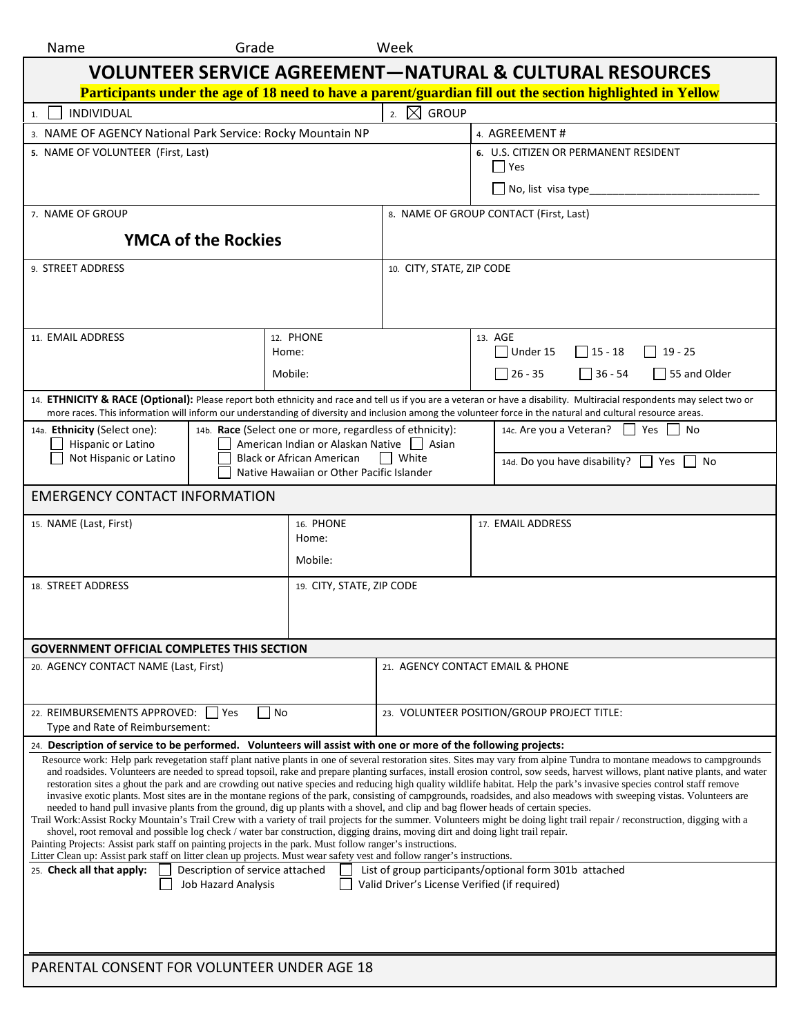Name Grade Week

# VOLUNTEER SERVICE AGREEMENT—NATURAL & CULTURAL RESOURCES

**Participants under the age of 18 need to have a parent/guardian fill out the section highlighted in Yellow**

1. ☐ INDIVIDUAL
2. ☒ GROUP

3. NAME OF AGENCY National Park Service: Rocky Mountain NP

4. AGREEMENT #

5. NAME OF VOLUNTEER (First, Last)

6. U.S. CITIZEN OR PERMANENT RESIDENT
☐ Yes
☐ No, list visa type____________________________

7. NAME OF GROUP

**YMCA of the Rockies**

8. NAME OF GROUP CONTACT (First, Last)

9. STREET ADDRESS

10. CITY, STATE, ZIP CODE

11. EMAIL ADDRESS

12. PHONE
Home:
Mobile:

13. AGE
☐ Under 15 ☐ 15 - 18 ☐ 19 - 25
☐ 26 - 35 ☐ 36 - 54 ☐ 55 and Older

14. **ETHNICITY & RACE (Optional):** Please report both ethnicity and race and tell us if you are a veteran or have a disability. Multiracial respondents may select two or more races. This information will inform our understanding of diversity and inclusion among the volunteer force in the natural and cultural resource areas.

14a. **Ethnicity** (Select one):
☐ Hispanic or Latino
☐ Not Hispanic or Latino

14b. **Race** (Select one or more, regardless of ethnicity):
☐ American Indian or Alaskan Native ☐ Asian
☐ Black or African American ☐ White
☐ Native Hawaiian or Other Pacific Islander

14c. Are you a Veteran? ☐ Yes ☐ No

14d. Do you have disability? ☐ Yes ☐ No

## EMERGENCY CONTACT INFORMATION

15. NAME (Last, First)

16. PHONE
Home:
Mobile:

17. EMAIL ADDRESS

18. STREET ADDRESS

19. CITY, STATE, ZIP CODE

## GOVERNMENT OFFICIAL COMPLETES THIS SECTION

20. AGENCY CONTACT NAME (Last, First)

21. AGENCY CONTACT EMAIL & PHONE

22. REIMBURSEMENTS APPROVED: ☐ Yes ☐ No
Type and Rate of Reimbursement:

23. VOLUNTEER POSITION/GROUP PROJECT TITLE:

24. **Description of service to be performed. Volunteers will assist with one or more of the following projects:**

Resource work: Help park revegetation staff plant native plants in one of several restoration sites. Sites may vary from alpine Tundra to montane meadows to campgrounds and roadsides. Volunteers are needed to spread topsoil, rake and prepare planting surfaces, install erosion control, sow seeds, harvest willows, plant native plants, and water restoration sites a ghout the park and are crowding out native species and reducing high quality wildlife habitat. Help the park's invasive species control staff remove invasive exotic plants. Most sites are in the montane regions of the park, consisting of campgrounds, roadsides, and also meadows with sweeping vistas. Volunteers are needed to hand pull invasive plants from the ground, dig up plants with a shovel, and clip and bag flower heads of certain species.

Trail Work:Assist Rocky Mountain's Trail Crew with a variety of trail projects for the summer. Volunteers might be doing light trail repair / reconstruction, digging with a shovel, root removal and possible log check / water bar construction, digging drains, moving dirt and doing light trail repair.

Painting Projects: Assist park staff on painting projects in the park. Must follow ranger's instructions.

Litter Clean up: Assist park staff on litter clean up projects. Must wear safety vest and follow ranger's instructions.

25. **Check all that apply:**
☐ Description of service attached ☐ List of group participants/optional form 301b attached
☐ Job Hazard Analysis ☐ Valid Driver's License Verified (if required)

## PARENTAL CONSENT FOR VOLUNTEER UNDER AGE 18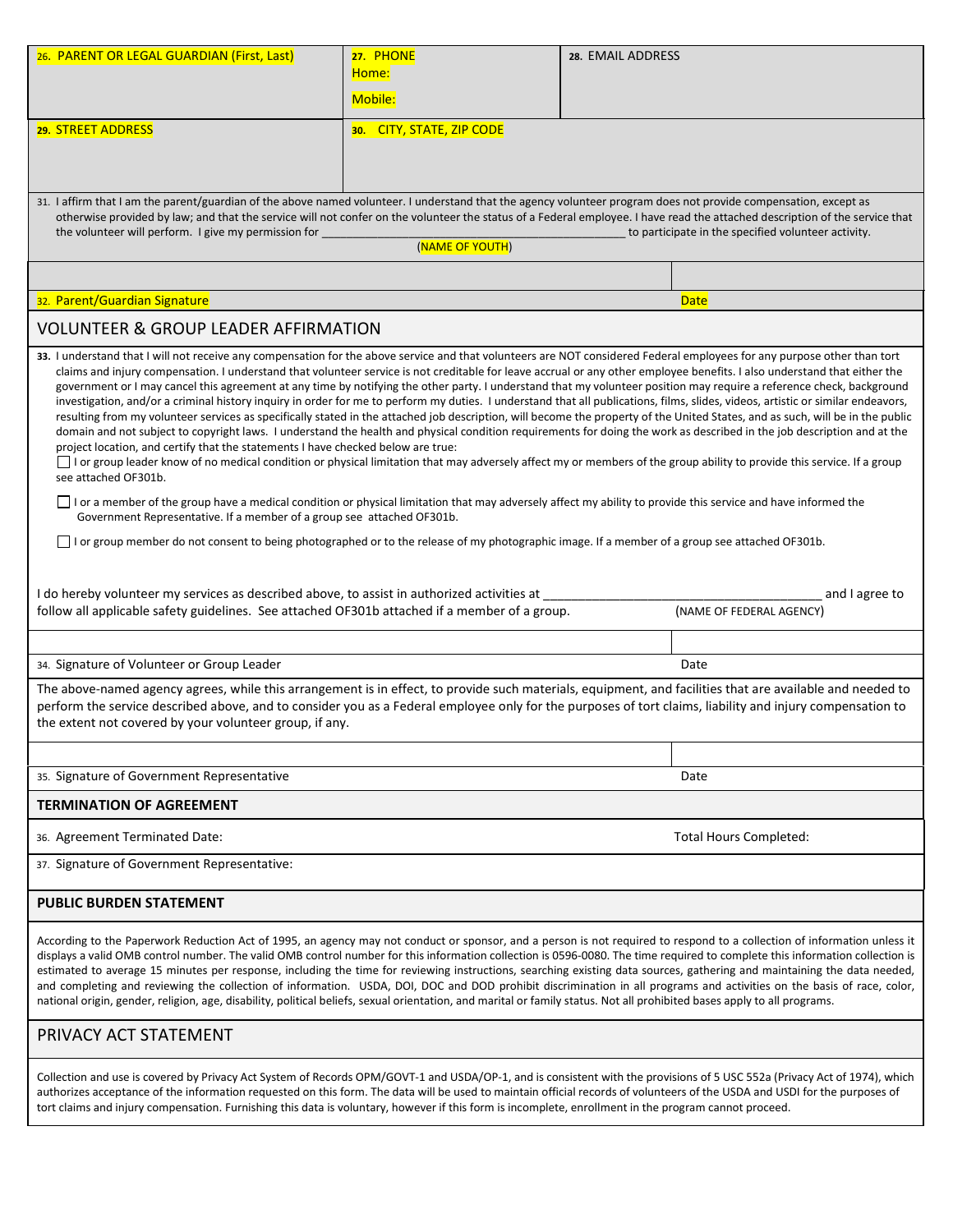| 26. PARENT OR LEGAL GUARDIAN (First, Last) | 27. PHONE<br>Home:<br><br>Mobile: | 28. EMAIL ADDRESS |
|---|---|---|
| 29. STREET ADDRESS | 30. CITY, STATE, ZIP CODE | |

31. I affirm that I am the parent/guardian of the above named volunteer. I understand that the agency volunteer program does not provide compensation, except as otherwise provided by law; and that the service will not confer on the volunteer the status of a Federal employee. I have read the attached description of the service that the volunteer will perform. I give my permission for ______________________________________________ to participate in the specified volunteer activity.
(NAME OF YOUTH)

| | |
|---|---|
| | |
| 32. Parent/Guardian Signature | Date |

## VOLUNTEER & GROUP LEADER AFFIRMATION

**33.** I understand that I will not receive any compensation for the above service and that volunteers are NOT considered Federal employees for any purpose other than tort claims and injury compensation. I understand that volunteer service is not creditable for leave accrual or any other employee benefits. I also understand that either the government or I may cancel this agreement at any time by notifying the other party. I understand that my volunteer position may require a reference check, background investigation, and/or a criminal history inquiry in order for me to perform my duties. I understand that all publications, films, slides, videos, artistic or similar endeavors, resulting from my volunteer services as specifically stated in the attached job description, will become the property of the United States, and as such, will be in the public domain and not subject to copyright laws. I understand the health and physical condition requirements for doing the work as described in the job description and at the project location, and certify that the statements I have checked below are true:

☐ I or group leader know of no medical condition or physical limitation that may adversely affect my or members of the group ability to provide this service. If a group see attached OF301b.

☐ I or a member of the group have a medical condition or physical limitation that may adversely affect my ability to provide this service and have informed the Government Representative. If a member of a group see attached OF301b.

☐ I or group member do not consent to being photographed or to the release of my photographic image. If a member of a group see attached OF301b.

I do hereby volunteer my services as described above, to assist in authorized activities at ________________________________________ and I agree to follow all applicable safety guidelines. See attached OF301b attached if a member of a group.
(NAME OF FEDERAL AGENCY)

| | |
|---|---|
| | |
| 34. Signature of Volunteer or Group Leader | Date |

The above-named agency agrees, while this arrangement is in effect, to provide such materials, equipment, and facilities that are available and needed to perform the service described above, and to consider you as a Federal employee only for the purposes of tort claims, liability and injury compensation to the extent not covered by your volunteer group, if any.

| | |
|---|---|
| | |
| 35. Signature of Government Representative | Date |

**TERMINATION OF AGREEMENT**

36. Agreement Terminated Date: Total Hours Completed:

37. Signature of Government Representative:

**PUBLIC BURDEN STATEMENT**

According to the Paperwork Reduction Act of 1995, an agency may not conduct or sponsor, and a person is not required to respond to a collection of information unless it displays a valid OMB control number. The valid OMB control number for this information collection is 0596-0080. The time required to complete this information collection is estimated to average 15 minutes per response, including the time for reviewing instructions, searching existing data sources, gathering and maintaining the data needed, and completing and reviewing the collection of information. USDA, DOI, DOC and DOD prohibit discrimination in all programs and activities on the basis of race, color, national origin, gender, religion, age, disability, political beliefs, sexual orientation, and marital or family status. Not all prohibited bases apply to all programs.

## PRIVACY ACT STATEMENT

Collection and use is covered by Privacy Act System of Records OPM/GOVT-1 and USDA/OP-1, and is consistent with the provisions of 5 USC 552a (Privacy Act of 1974), which authorizes acceptance of the information requested on this form. The data will be used to maintain official records of volunteers of the USDA and USDI for the purposes of tort claims and injury compensation. Furnishing this data is voluntary, however if this form is incomplete, enrollment in the program cannot proceed.